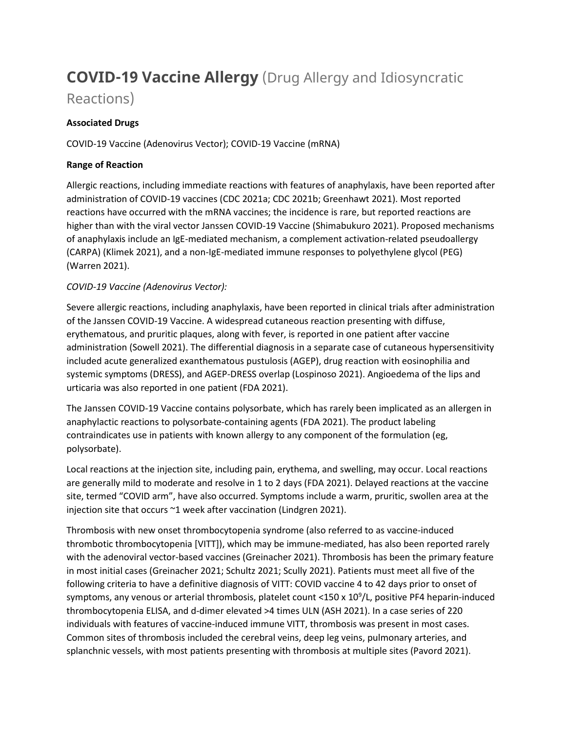# **COVID-19 Vaccine Allergy** (Drug Allergy and Idiosyncratic Reactions)

**Associated Drugs**

COVID-19 Vaccine (Adenovirus Vector); COVID-19 Vaccine (mRNA)

**Range of Reaction**

Allergic reactions, including immediate reactions with features of anaphylaxis, have been reported after administration of COVID-19 vaccines (CDC 2021a; CDC 2021b; Greenhawt 2021). Most reported reactions have occurred with the mRNA vaccines; the incidence is rare, but reported reactions are higher than with the viral vector Janssen COVID-19 Vaccine (Shimabukuro 2021). Proposed mechanisms of anaphylaxis include an IgE-mediated mechanism, a complement activation-related pseudoallergy (CARPA) (Klimek 2021), and a non-IgE-mediated immune responses to polyethylene glycol (PEG) (Warren 2021).

*COVID-19 Vaccine (Adenovirus Vector):*

Severe allergic reactions, including anaphylaxis, have been reported in clinical trials after administration of the Janssen COVID-19 Vaccine. A widespread cutaneous reaction presenting with diffuse, erythematous, and pruritic plaques, along with fever, is reported in one patient after vaccine administration (Sowell 2021). The differential diagnosis in a separate case of cutaneous hypersensitivity included acute generalized exanthematous pustulosis (AGEP), drug reaction with eosinophilia and systemic symptoms (DRESS), and AGEP-DRESS overlap (Lospinoso 2021). Angioedema of the lips and urticaria was also reported in one patient (FDA 2021).

The Janssen COVID-19 Vaccine contains polysorbate, which has rarely been implicated as an allergen in anaphylactic reactions to polysorbate-containing agents (FDA 2021). The product labeling contraindicates use in patients with known allergy to any component of the formulation (eg, polysorbate).

Local reactions at the injection site, including pain, erythema, and swelling, may occur. Local reactions are generally mild to moderate and resolve in 1 to 2 days (FDA 2021). Delayed reactions at the vaccine site, termed "COVID arm", have also occurred. Symptoms include a warm, pruritic, swollen area at the injection site that occurs ~1 week after vaccination (Lindgren 2021).

Thrombosis with new onset thrombocytopenia syndrome (also referred to as vaccine-induced thrombotic thrombocytopenia [VITT]), which may be immune-mediated, has also been reported rarely with the adenoviral vector-based vaccines (Greinacher 2021). Thrombosis has been the primary feature in most initial cases (Greinacher 2021; Schultz 2021; Scully 2021). Patients must meet all five of the following criteria to have a definitive diagnosis of VITT: COVID vaccine 4 to 42 days prior to onset of symptoms, any venous or arterial thrombosis, platelet count <150 x $10^9$/L, positive PF4 heparin-induced thrombocytopenia ELISA, and d-dimer elevated >4 times ULN (ASH 2021). In a case series of 220 individuals with features of vaccine-induced immune VITT, thrombosis was present in most cases. Common sites of thrombosis included the cerebral veins, deep leg veins, pulmonary arteries, and splanchnic vessels, with most patients presenting with thrombosis at multiple sites (Pavord 2021).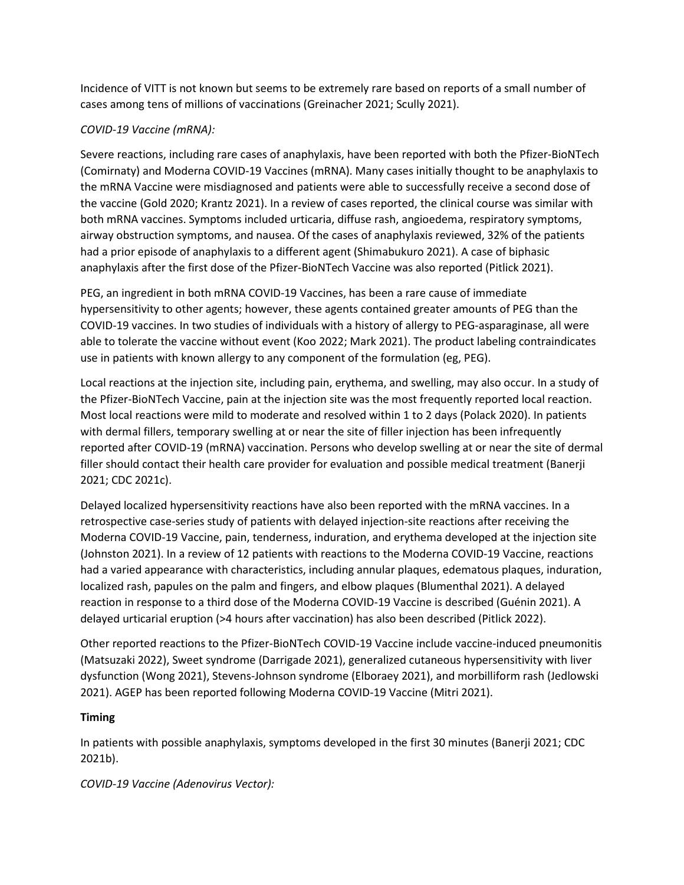Incidence of VITT is not known but seems to be extremely rare based on reports of a small number of cases among tens of millions of vaccinations (Greinacher 2021; Scully 2021).

*COVID-19 Vaccine (mRNA):*

Severe reactions, including rare cases of anaphylaxis, have been reported with both the Pfizer-BioNTech (Comirnaty) and Moderna COVID-19 Vaccines (mRNA). Many cases initially thought to be anaphylaxis to the mRNA Vaccine were misdiagnosed and patients were able to successfully receive a second dose of the vaccine (Gold 2020; Krantz 2021). In a review of cases reported, the clinical course was similar with both mRNA vaccines. Symptoms included urticaria, diffuse rash, angioedema, respiratory symptoms, airway obstruction symptoms, and nausea. Of the cases of anaphylaxis reviewed, 32% of the patients had a prior episode of anaphylaxis to a different agent (Shimabukuro 2021). A case of biphasic anaphylaxis after the first dose of the Pfizer-BioNTech Vaccine was also reported (Pitlick 2021).

PEG, an ingredient in both mRNA COVID-19 Vaccines, has been a rare cause of immediate hypersensitivity to other agents; however, these agents contained greater amounts of PEG than the COVID-19 vaccines. In two studies of individuals with a history of allergy to PEG-asparaginase, all were able to tolerate the vaccine without event (Koo 2022; Mark 2021). The product labeling contraindicates use in patients with known allergy to any component of the formulation (eg, PEG).

Local reactions at the injection site, including pain, erythema, and swelling, may also occur. In a study of the Pfizer-BioNTech Vaccine, pain at the injection site was the most frequently reported local reaction. Most local reactions were mild to moderate and resolved within 1 to 2 days (Polack 2020). In patients with dermal fillers, temporary swelling at or near the site of filler injection has been infrequently reported after COVID-19 (mRNA) vaccination. Persons who develop swelling at or near the site of dermal filler should contact their health care provider for evaluation and possible medical treatment (Banerji 2021; CDC 2021c).

Delayed localized hypersensitivity reactions have also been reported with the mRNA vaccines. In a retrospective case-series study of patients with delayed injection-site reactions after receiving the Moderna COVID-19 Vaccine, pain, tenderness, induration, and erythema developed at the injection site (Johnston 2021). In a review of 12 patients with reactions to the Moderna COVID-19 Vaccine, reactions had a varied appearance with characteristics, including annular plaques, edematous plaques, induration, localized rash, papules on the palm and fingers, and elbow plaques (Blumenthal 2021). A delayed reaction in response to a third dose of the Moderna COVID-19 Vaccine is described (Guénin 2021). A delayed urticarial eruption (>4 hours after vaccination) has also been described (Pitlick 2022).

Other reported reactions to the Pfizer-BioNTech COVID-19 Vaccine include vaccine-induced pneumonitis (Matsuzaki 2022), Sweet syndrome (Darrigade 2021), generalized cutaneous hypersensitivity with liver dysfunction (Wong 2021), Stevens-Johnson syndrome (Elboraey 2021), and morbilliform rash (Jedlowski 2021). AGEP has been reported following Moderna COVID-19 Vaccine (Mitri 2021).

**Timing**

In patients with possible anaphylaxis, symptoms developed in the first 30 minutes (Banerji 2021; CDC 2021b).

*COVID-19 Vaccine (Adenovirus Vector):*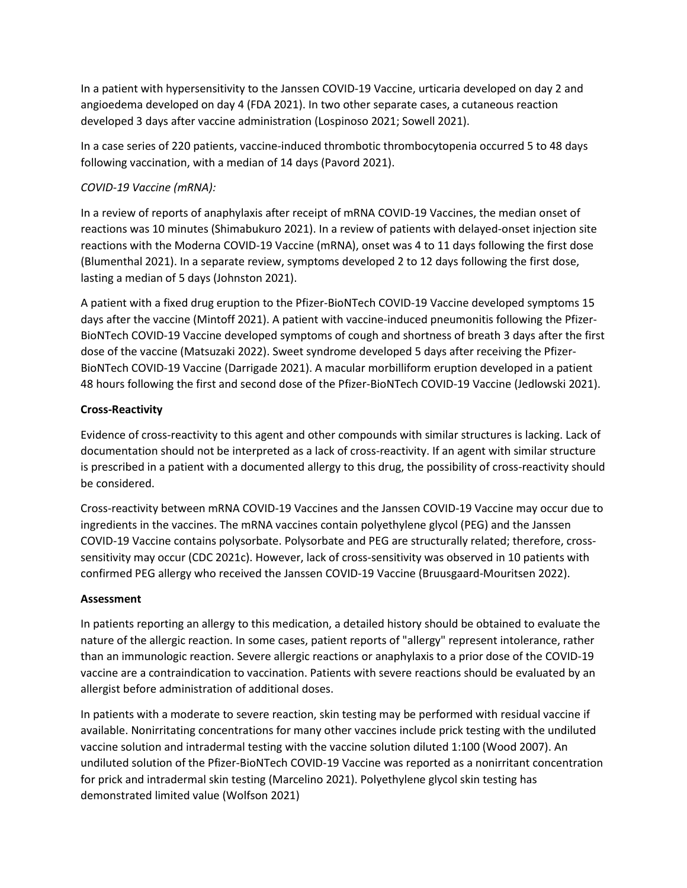In a patient with hypersensitivity to the Janssen COVID-19 Vaccine, urticaria developed on day 2 and angioedema developed on day 4 (FDA 2021). In two other separate cases, a cutaneous reaction developed 3 days after vaccine administration (Lospinoso 2021; Sowell 2021).

In a case series of 220 patients, vaccine-induced thrombotic thrombocytopenia occurred 5 to 48 days following vaccination, with a median of 14 days (Pavord 2021).

*COVID-19 Vaccine (mRNA):*

In a review of reports of anaphylaxis after receipt of mRNA COVID-19 Vaccines, the median onset of reactions was 10 minutes (Shimabukuro 2021). In a review of patients with delayed-onset injection site reactions with the Moderna COVID-19 Vaccine (mRNA), onset was 4 to 11 days following the first dose (Blumenthal 2021). In a separate review, symptoms developed 2 to 12 days following the first dose, lasting a median of 5 days (Johnston 2021).

A patient with a fixed drug eruption to the Pfizer-BioNTech COVID-19 Vaccine developed symptoms 15 days after the vaccine (Mintoff 2021). A patient with vaccine-induced pneumonitis following the Pfizer-BioNTech COVID-19 Vaccine developed symptoms of cough and shortness of breath 3 days after the first dose of the vaccine (Matsuzaki 2022). Sweet syndrome developed 5 days after receiving the Pfizer-BioNTech COVID-19 Vaccine (Darrigade 2021). A macular morbilliform eruption developed in a patient 48 hours following the first and second dose of the Pfizer-BioNTech COVID-19 Vaccine (Jedlowski 2021).

**Cross-Reactivity**

Evidence of cross-reactivity to this agent and other compounds with similar structures is lacking. Lack of documentation should not be interpreted as a lack of cross-reactivity. If an agent with similar structure is prescribed in a patient with a documented allergy to this drug, the possibility of cross-reactivity should be considered.

Cross-reactivity between mRNA COVID-19 Vaccines and the Janssen COVID-19 Vaccine may occur due to ingredients in the vaccines. The mRNA vaccines contain polyethylene glycol (PEG) and the Janssen COVID-19 Vaccine contains polysorbate. Polysorbate and PEG are structurally related; therefore, cross-sensitivity may occur (CDC 2021c). However, lack of cross-sensitivity was observed in 10 patients with confirmed PEG allergy who received the Janssen COVID-19 Vaccine (Bruusgaard-Mouritsen 2022).

**Assessment**

In patients reporting an allergy to this medication, a detailed history should be obtained to evaluate the nature of the allergic reaction. In some cases, patient reports of "allergy" represent intolerance, rather than an immunologic reaction. Severe allergic reactions or anaphylaxis to a prior dose of the COVID-19 vaccine are a contraindication to vaccination. Patients with severe reactions should be evaluated by an allergist before administration of additional doses.

In patients with a moderate to severe reaction, skin testing may be performed with residual vaccine if available. Nonirritating concentrations for many other vaccines include prick testing with the undiluted vaccine solution and intradermal testing with the vaccine solution diluted 1:100 (Wood 2007). An undiluted solution of the Pfizer-BioNTech COVID-19 Vaccine was reported as a nonirritant concentration for prick and intradermal skin testing (Marcelino 2021). Polyethylene glycol skin testing has demonstrated limited value (Wolfson 2021)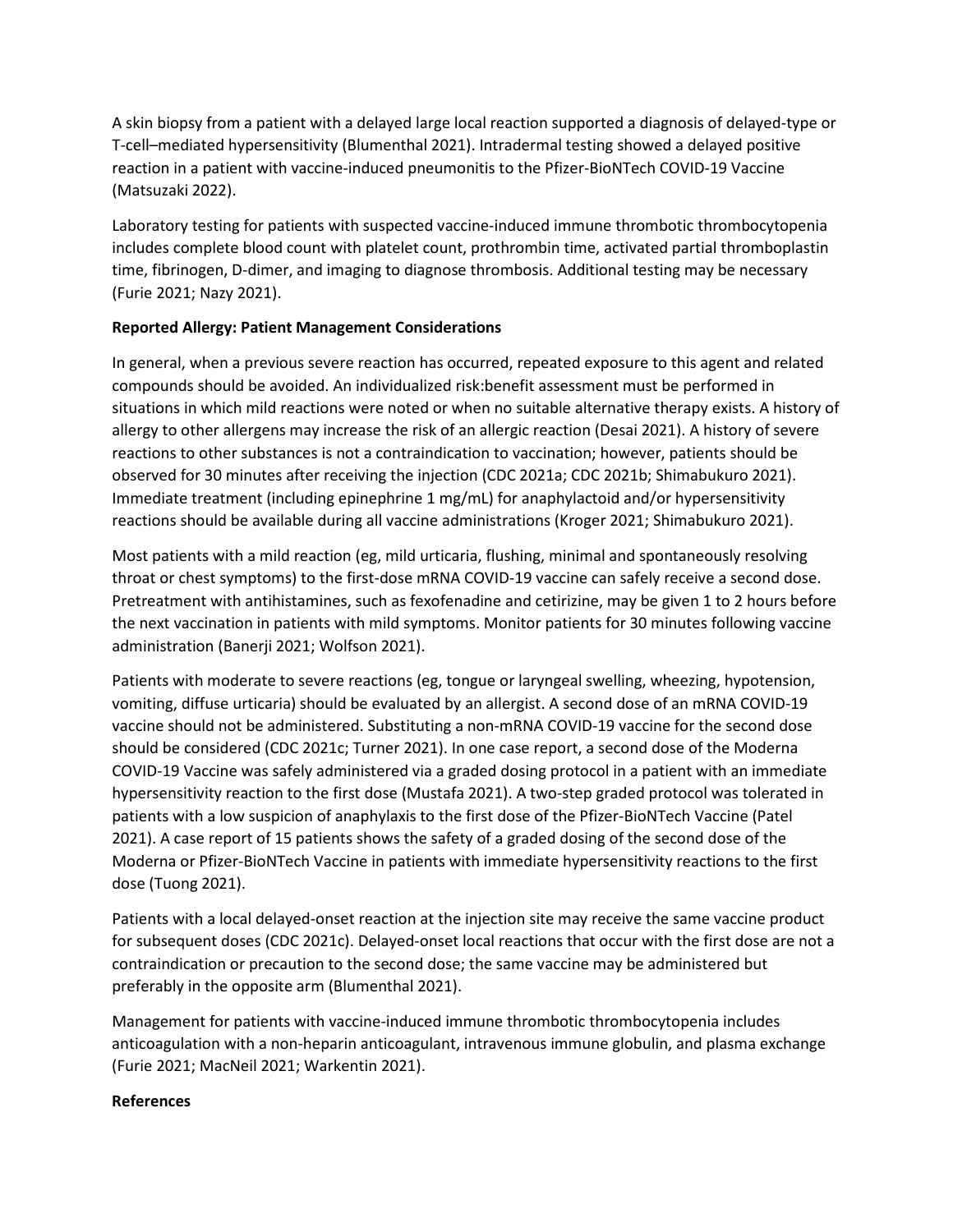A skin biopsy from a patient with a delayed large local reaction supported a diagnosis of delayed-type or T-cell–mediated hypersensitivity (Blumenthal 2021). Intradermal testing showed a delayed positive reaction in a patient with vaccine-induced pneumonitis to the Pfizer-BioNTech COVID-19 Vaccine (Matsuzaki 2022).

Laboratory testing for patients with suspected vaccine-induced immune thrombotic thrombocytopenia includes complete blood count with platelet count, prothrombin time, activated partial thromboplastin time, fibrinogen, D-dimer, and imaging to diagnose thrombosis. Additional testing may be necessary (Furie 2021; Nazy 2021).

**Reported Allergy: Patient Management Considerations**

In general, when a previous severe reaction has occurred, repeated exposure to this agent and related compounds should be avoided. An individualized risk:benefit assessment must be performed in situations in which mild reactions were noted or when no suitable alternative therapy exists. A history of allergy to other allergens may increase the risk of an allergic reaction (Desai 2021). A history of severe reactions to other substances is not a contraindication to vaccination; however, patients should be observed for 30 minutes after receiving the injection (CDC 2021a; CDC 2021b; Shimabukuro 2021). Immediate treatment (including epinephrine 1 mg/mL) for anaphylactoid and/or hypersensitivity reactions should be available during all vaccine administrations (Kroger 2021; Shimabukuro 2021).

Most patients with a mild reaction (eg, mild urticaria, flushing, minimal and spontaneously resolving throat or chest symptoms) to the first-dose mRNA COVID-19 vaccine can safely receive a second dose. Pretreatment with antihistamines, such as fexofenadine and cetirizine, may be given 1 to 2 hours before the next vaccination in patients with mild symptoms. Monitor patients for 30 minutes following vaccine administration (Banerji 2021; Wolfson 2021).

Patients with moderate to severe reactions (eg, tongue or laryngeal swelling, wheezing, hypotension, vomiting, diffuse urticaria) should be evaluated by an allergist. A second dose of an mRNA COVID-19 vaccine should not be administered. Substituting a non-mRNA COVID-19 vaccine for the second dose should be considered (CDC 2021c; Turner 2021). In one case report, a second dose of the Moderna COVID-19 Vaccine was safely administered via a graded dosing protocol in a patient with an immediate hypersensitivity reaction to the first dose (Mustafa 2021). A two-step graded protocol was tolerated in patients with a low suspicion of anaphylaxis to the first dose of the Pfizer-BioNTech Vaccine (Patel 2021). A case report of 15 patients shows the safety of a graded dosing of the second dose of the Moderna or Pfizer-BioNTech Vaccine in patients with immediate hypersensitivity reactions to the first dose (Tuong 2021).

Patients with a local delayed-onset reaction at the injection site may receive the same vaccine product for subsequent doses (CDC 2021c). Delayed-onset local reactions that occur with the first dose are not a contraindication or precaution to the second dose; the same vaccine may be administered but preferably in the opposite arm (Blumenthal 2021).

Management for patients with vaccine-induced immune thrombotic thrombocytopenia includes anticoagulation with a non-heparin anticoagulant, intravenous immune globulin, and plasma exchange (Furie 2021; MacNeil 2021; Warkentin 2021).

**References**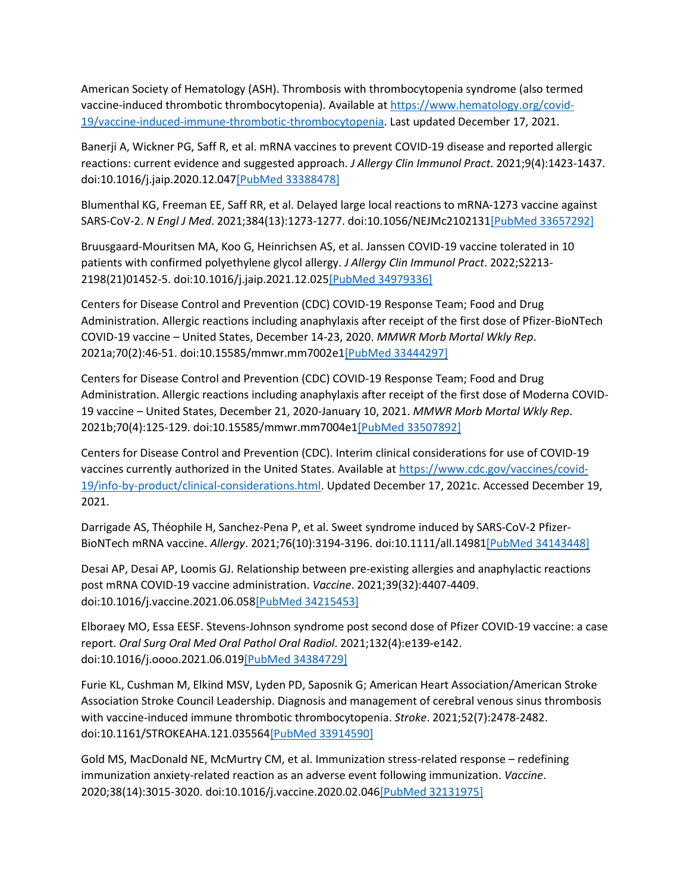American Society of Hematology (ASH). Thrombosis with thrombocytopenia syndrome (also termed vaccine-induced thrombotic thrombocytopenia). Available at [https://www.hematology.org/covid-19/vaccine-induced-immune-thrombotic-thrombocytopenia](https://www.hematology.org/covid-19/vaccine-induced-immune-thrombotic-thrombocytopenia). Last updated December 17, 2021.

Banerji A, Wickner PG, Saff R, et al. mRNA vaccines to prevent COVID-19 disease and reported allergic reactions: current evidence and suggested approach. *J Allergy Clin Immunol Pract*. 2021;9(4):1423-1437. doi:10.1016/j.jaip.2020.12.047[PubMed 33388478]

Blumenthal KG, Freeman EE, Saff RR, et al. Delayed large local reactions to mRNA-1273 vaccine against SARS-CoV-2. *N Engl J Med*. 2021;384(13):1273-1277. doi:10.1056/NEJMc2102131[PubMed 33657292]

Bruusgaard-Mouritsen MA, Koo G, Heinrichsen AS, et al. Janssen COVID-19 vaccine tolerated in 10 patients with confirmed polyethylene glycol allergy. *J Allergy Clin Immunol Pract*. 2022;S2213-2198(21)01452-5. doi:10.1016/j.jaip.2021.12.025[PubMed 34979336]

Centers for Disease Control and Prevention (CDC) COVID-19 Response Team; Food and Drug Administration. Allergic reactions including anaphylaxis after receipt of the first dose of Pfizer-BioNTech COVID-19 vaccine – United States, December 14-23, 2020. *MMWR Morb Mortal Wkly Rep*. 2021a;70(2):46-51. doi:10.15585/mmwr.mm7002e1[PubMed 33444297]

Centers for Disease Control and Prevention (CDC) COVID-19 Response Team; Food and Drug Administration. Allergic reactions including anaphylaxis after receipt of the first dose of Moderna COVID-19 vaccine – United States, December 21, 2020-January 10, 2021. *MMWR Morb Mortal Wkly Rep*. 2021b;70(4):125-129. doi:10.15585/mmwr.mm7004e1[PubMed 33507892]

Centers for Disease Control and Prevention (CDC). Interim clinical considerations for use of COVID-19 vaccines currently authorized in the United States. Available at [https://www.cdc.gov/vaccines/covid-19/info-by-product/clinical-considerations.html](https://www.cdc.gov/vaccines/covid-19/info-by-product/clinical-considerations.html). Updated December 17, 2021c. Accessed December 19, 2021.

Darrigade AS, Théophile H, Sanchez-Pena P, et al. Sweet syndrome induced by SARS-CoV-2 Pfizer-BioNTech mRNA vaccine. *Allergy*. 2021;76(10):3194-3196. doi:10.1111/all.14981[PubMed 34143448]

Desai AP, Desai AP, Loomis GJ. Relationship between pre-existing allergies and anaphylactic reactions post mRNA COVID-19 vaccine administration. *Vaccine*. 2021;39(32):4407-4409. doi:10.1016/j.vaccine.2021.06.058[PubMed 34215453]

Elboraey MO, Essa EESF. Stevens-Johnson syndrome post second dose of Pfizer COVID-19 vaccine: a case report. *Oral Surg Oral Med Oral Pathol Oral Radiol*. 2021;132(4):e139-e142. doi:10.1016/j.oooo.2021.06.019[PubMed 34384729]

Furie KL, Cushman M, Elkind MSV, Lyden PD, Saposnik G; American Heart Association/American Stroke Association Stroke Council Leadership. Diagnosis and management of cerebral venous sinus thrombosis with vaccine-induced immune thrombotic thrombocytopenia. *Stroke*. 2021;52(7):2478-2482. doi:10.1161/STROKEAHA.121.035564[PubMed 33914590]

Gold MS, MacDonald NE, McMurtry CM, et al. Immunization stress-related response – redefining immunization anxiety-related reaction as an adverse event following immunization. *Vaccine*. 2020;38(14):3015-3020. doi:10.1016/j.vaccine.2020.02.046[PubMed 32131975]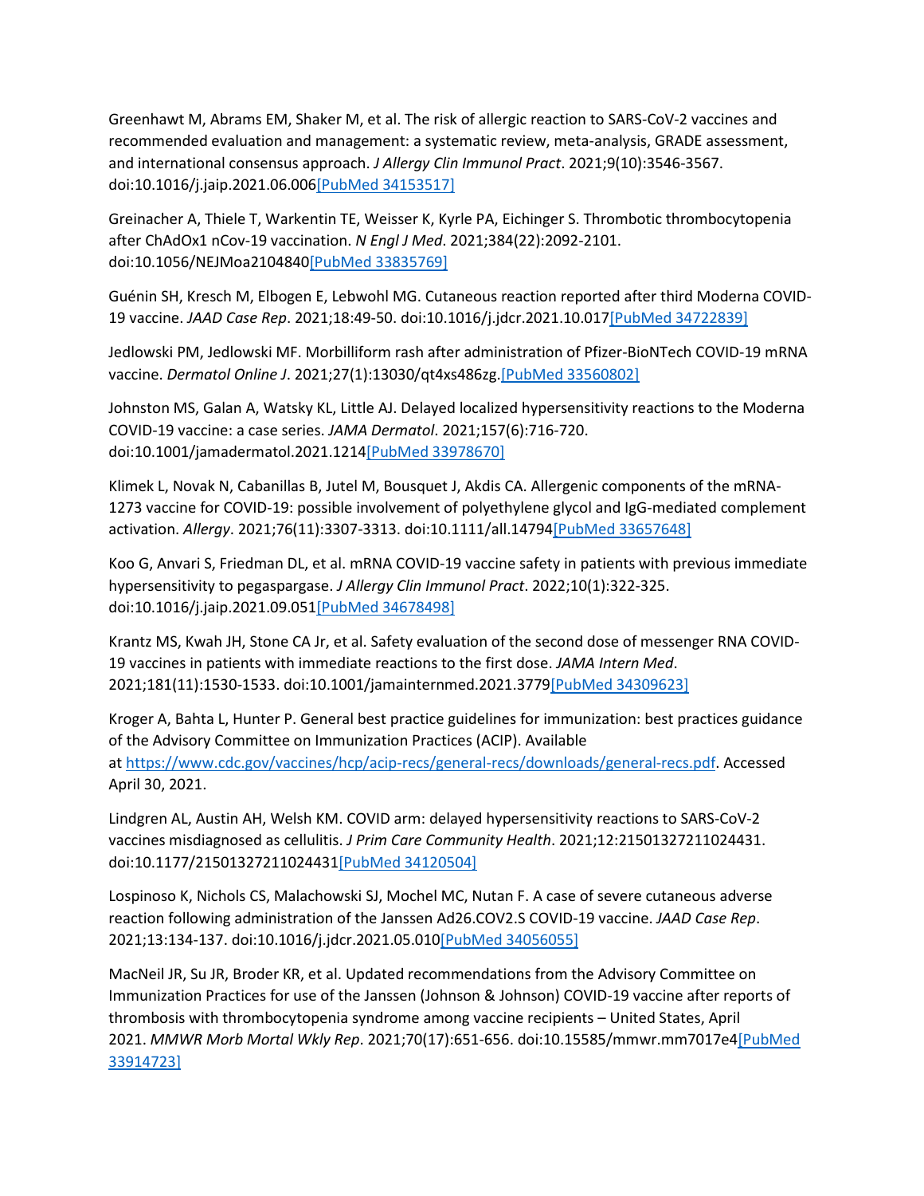Greenhawt M, Abrams EM, Shaker M, et al. The risk of allergic reaction to SARS-CoV-2 vaccines and recommended evaluation and management: a systematic review, meta-analysis, GRADE assessment, and international consensus approach. *J Allergy Clin Immunol Pract*. 2021;9(10):3546-3567. doi:10.1016/j.jaip.2021.06.006[PubMed 34153517]

Greinacher A, Thiele T, Warkentin TE, Weisser K, Kyrle PA, Eichinger S. Thrombotic thrombocytopenia after ChAdOx1 nCov-19 vaccination. *N Engl J Med*. 2021;384(22):2092-2101. doi:10.1056/NEJMoa2104840[PubMed 33835769]

Guénin SH, Kresch M, Elbogen E, Lebwohl MG. Cutaneous reaction reported after third Moderna COVID-19 vaccine. *JAAD Case Rep*. 2021;18:49-50. doi:10.1016/j.jdcr.2021.10.017[PubMed 34722839]

Jedlowski PM, Jedlowski MF. Morbilliform rash after administration of Pfizer-BioNTech COVID-19 mRNA vaccine. *Dermatol Online J*. 2021;27(1):13030/qt4xs486zg.[PubMed 33560802]

Johnston MS, Galan A, Watsky KL, Little AJ. Delayed localized hypersensitivity reactions to the Moderna COVID-19 vaccine: a case series. *JAMA Dermatol*. 2021;157(6):716-720. doi:10.1001/jamadermatol.2021.1214[PubMed 33978670]

Klimek L, Novak N, Cabanillas B, Jutel M, Bousquet J, Akdis CA. Allergenic components of the mRNA-1273 vaccine for COVID-19: possible involvement of polyethylene glycol and IgG-mediated complement activation. *Allergy*. 2021;76(11):3307-3313. doi:10.1111/all.14794[PubMed 33657648]

Koo G, Anvari S, Friedman DL, et al. mRNA COVID-19 vaccine safety in patients with previous immediate hypersensitivity to pegaspargase. *J Allergy Clin Immunol Pract*. 2022;10(1):322-325. doi:10.1016/j.jaip.2021.09.051[PubMed 34678498]

Krantz MS, Kwah JH, Stone CA Jr, et al. Safety evaluation of the second dose of messenger RNA COVID-19 vaccines in patients with immediate reactions to the first dose. *JAMA Intern Med*. 2021;181(11):1530-1533. doi:10.1001/jamainternmed.2021.3779[PubMed 34309623]

Kroger A, Bahta L, Hunter P. General best practice guidelines for immunization: best practices guidance of the Advisory Committee on Immunization Practices (ACIP). Available at https://www.cdc.gov/vaccines/hcp/acip-recs/general-recs/downloads/general-recs.pdf. Accessed April 30, 2021.

Lindgren AL, Austin AH, Welsh KM. COVID arm: delayed hypersensitivity reactions to SARS-CoV-2 vaccines misdiagnosed as cellulitis. *J Prim Care Community Health*. 2021;12:21501327211024431. doi:10.1177/21501327211024431[PubMed 34120504]

Lospinoso K, Nichols CS, Malachowski SJ, Mochel MC, Nutan F. A case of severe cutaneous adverse reaction following administration of the Janssen Ad26.COV2.S COVID-19 vaccine. *JAAD Case Rep*. 2021;13:134-137. doi:10.1016/j.jdcr.2021.05.010[PubMed 34056055]

MacNeil JR, Su JR, Broder KR, et al. Updated recommendations from the Advisory Committee on Immunization Practices for use of the Janssen (Johnson & Johnson) COVID-19 vaccine after reports of thrombosis with thrombocytopenia syndrome among vaccine recipients – United States, April 2021. *MMWR Morb Mortal Wkly Rep*. 2021;70(17):651-656. doi:10.15585/mmwr.mm7017e4[PubMed 33914723]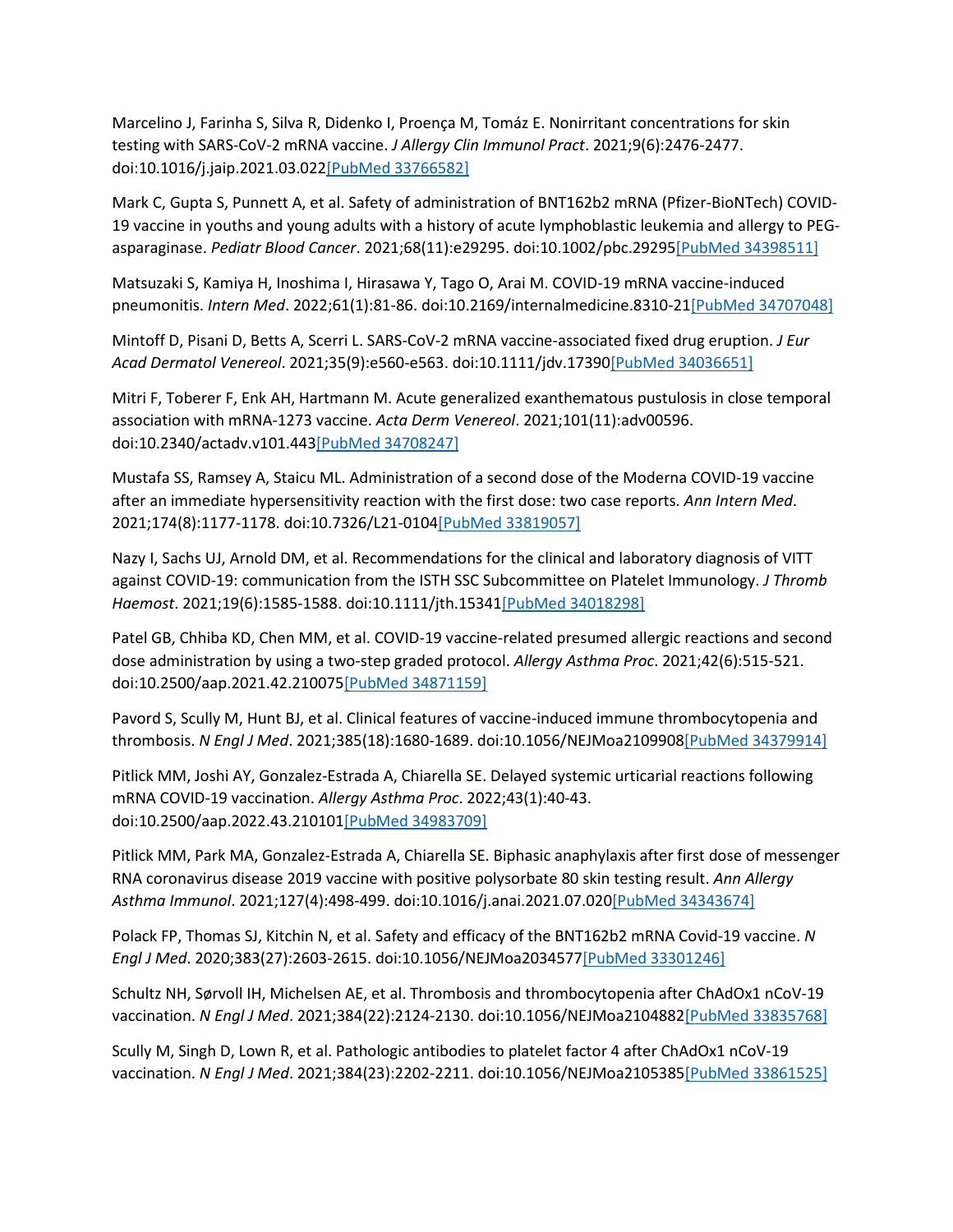Marcelino J, Farinha S, Silva R, Didenko I, Proença M, Tomáz E. Nonirritant concentrations for skin testing with SARS-CoV-2 mRNA vaccine. *J Allergy Clin Immunol Pract*. 2021;9(6):2476-2477. doi:10.1016/j.jaip.2021.03.022[PubMed 33766582]

Mark C, Gupta S, Punnett A, et al. Safety of administration of BNT162b2 mRNA (Pfizer-BioNTech) COVID-19 vaccine in youths and young adults with a history of acute lymphoblastic leukemia and allergy to PEG-asparaginase. *Pediatr Blood Cancer*. 2021;68(11):e29295. doi:10.1002/pbc.29295[PubMed 34398511]

Matsuzaki S, Kamiya H, Inoshima I, Hirasawa Y, Tago O, Arai M. COVID-19 mRNA vaccine-induced pneumonitis. *Intern Med*. 2022;61(1):81-86. doi:10.2169/internalmedicine.8310-21[PubMed 34707048]

Mintoff D, Pisani D, Betts A, Scerri L. SARS-CoV-2 mRNA vaccine-associated fixed drug eruption. *J Eur Acad Dermatol Venereol*. 2021;35(9):e560-e563. doi:10.1111/jdv.17390[PubMed 34036651]

Mitri F, Toberer F, Enk AH, Hartmann M. Acute generalized exanthematous pustulosis in close temporal association with mRNA-1273 vaccine. *Acta Derm Venereol*. 2021;101(11):adv00596. doi:10.2340/actadv.v101.443[PubMed 34708247]

Mustafa SS, Ramsey A, Staicu ML. Administration of a second dose of the Moderna COVID-19 vaccine after an immediate hypersensitivity reaction with the first dose: two case reports. *Ann Intern Med*. 2021;174(8):1177-1178. doi:10.7326/L21-0104[PubMed 33819057]

Nazy I, Sachs UJ, Arnold DM, et al. Recommendations for the clinical and laboratory diagnosis of VITT against COVID-19: communication from the ISTH SSC Subcommittee on Platelet Immunology. *J Thromb Haemost*. 2021;19(6):1585-1588. doi:10.1111/jth.15341[PubMed 34018298]

Patel GB, Chhiba KD, Chen MM, et al. COVID-19 vaccine-related presumed allergic reactions and second dose administration by using a two-step graded protocol. *Allergy Asthma Proc*. 2021;42(6):515-521. doi:10.2500/aap.2021.42.210075[PubMed 34871159]

Pavord S, Scully M, Hunt BJ, et al. Clinical features of vaccine-induced immune thrombocytopenia and thrombosis. *N Engl J Med*. 2021;385(18):1680-1689. doi:10.1056/NEJMoa2109908[PubMed 34379914]

Pitlick MM, Joshi AY, Gonzalez-Estrada A, Chiarella SE. Delayed systemic urticarial reactions following mRNA COVID-19 vaccination. *Allergy Asthma Proc*. 2022;43(1):40-43. doi:10.2500/aap.2022.43.210101[PubMed 34983709]

Pitlick MM, Park MA, Gonzalez-Estrada A, Chiarella SE. Biphasic anaphylaxis after first dose of messenger RNA coronavirus disease 2019 vaccine with positive polysorbate 80 skin testing result. *Ann Allergy Asthma Immunol*. 2021;127(4):498-499. doi:10.1016/j.anai.2021.07.020[PubMed 34343674]

Polack FP, Thomas SJ, Kitchin N, et al. Safety and efficacy of the BNT162b2 mRNA Covid-19 vaccine. *N Engl J Med*. 2020;383(27):2603-2615. doi:10.1056/NEJMoa2034577[PubMed 33301246]

Schultz NH, Sørvoll IH, Michelsen AE, et al. Thrombosis and thrombocytopenia after ChAdOx1 nCoV-19 vaccination. *N Engl J Med*. 2021;384(22):2124-2130. doi:10.1056/NEJMoa2104882[PubMed 33835768]

Scully M, Singh D, Lown R, et al. Pathologic antibodies to platelet factor 4 after ChAdOx1 nCoV-19 vaccination. *N Engl J Med*. 2021;384(23):2202-2211. doi:10.1056/NEJMoa2105385[PubMed 33861525]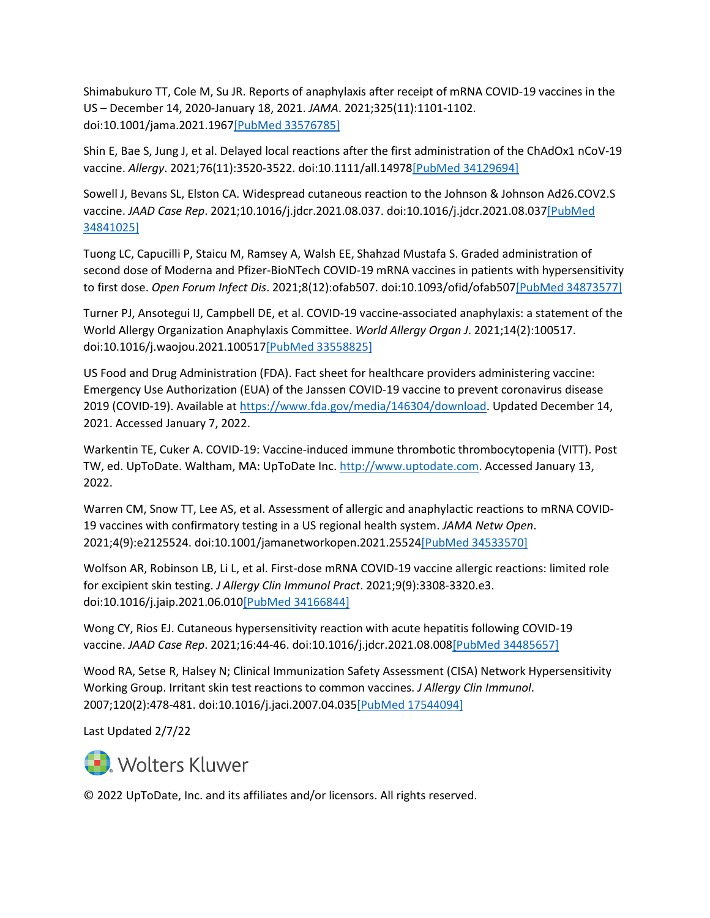Shimabukuro TT, Cole M, Su JR. Reports of anaphylaxis after receipt of mRNA COVID-19 vaccines in the US – December 14, 2020-January 18, 2021. *JAMA*. 2021;325(11):1101-1102. doi:10.1001/jama.2021.1967[PubMed 33576785]

Shin E, Bae S, Jung J, et al. Delayed local reactions after the first administration of the ChAdOx1 nCoV-19 vaccine. *Allergy*. 2021;76(11):3520-3522. doi:10.1111/all.14978[PubMed 34129694]

Sowell J, Bevans SL, Elston CA. Widespread cutaneous reaction to the Johnson & Johnson Ad26.COV2.S vaccine. *JAAD Case Rep*. 2021;10.1016/j.jdcr.2021.08.037. doi:10.1016/j.jdcr.2021.08.037[PubMed 34841025]

Tuong LC, Capucilli P, Staicu M, Ramsey A, Walsh EE, Shahzad Mustafa S. Graded administration of second dose of Moderna and Pfizer-BioNTech COVID-19 mRNA vaccines in patients with hypersensitivity to first dose. *Open Forum Infect Dis*. 2021;8(12):ofab507. doi:10.1093/ofid/ofab507[PubMed 34873577]

Turner PJ, Ansotegui IJ, Campbell DE, et al. COVID-19 vaccine-associated anaphylaxis: a statement of the World Allergy Organization Anaphylaxis Committee. *World Allergy Organ J*. 2021;14(2):100517. doi:10.1016/j.waojou.2021.100517[PubMed 33558825]

US Food and Drug Administration (FDA). Fact sheet for healthcare providers administering vaccine: Emergency Use Authorization (EUA) of the Janssen COVID-19 vaccine to prevent coronavirus disease 2019 (COVID-19). Available at https://www.fda.gov/media/146304/download. Updated December 14, 2021. Accessed January 7, 2022.

Warkentin TE, Cuker A. COVID-19: Vaccine-induced immune thrombotic thrombocytopenia (VITT). Post TW, ed. UpToDate. Waltham, MA: UpToDate Inc. http://www.uptodate.com. Accessed January 13, 2022.

Warren CM, Snow TT, Lee AS, et al. Assessment of allergic and anaphylactic reactions to mRNA COVID-19 vaccines with confirmatory testing in a US regional health system. *JAMA Netw Open*. 2021;4(9):e2125524. doi:10.1001/jamanetworkopen.2021.25524[PubMed 34533570]

Wolfson AR, Robinson LB, Li L, et al. First-dose mRNA COVID-19 vaccine allergic reactions: limited role for excipient skin testing. *J Allergy Clin Immunol Pract*. 2021;9(9):3308-3320.e3. doi:10.1016/j.jaip.2021.06.010[PubMed 34166844]

Wong CY, Rios EJ. Cutaneous hypersensitivity reaction with acute hepatitis following COVID-19 vaccine. *JAAD Case Rep*. 2021;16:44-46. doi:10.1016/j.jdcr.2021.08.008[PubMed 34485657]

Wood RA, Setse R, Halsey N; Clinical Immunization Safety Assessment (CISA) Network Hypersensitivity Working Group. Irritant skin test reactions to common vaccines. *J Allergy Clin Immunol*. 2007;120(2):478-481. doi:10.1016/j.jaci.2007.04.035[PubMed 17544094]

Last Updated 2/7/22

Wolters Kluwer

© 2022 UpToDate, Inc. and its affiliates and/or licensors. All rights reserved.